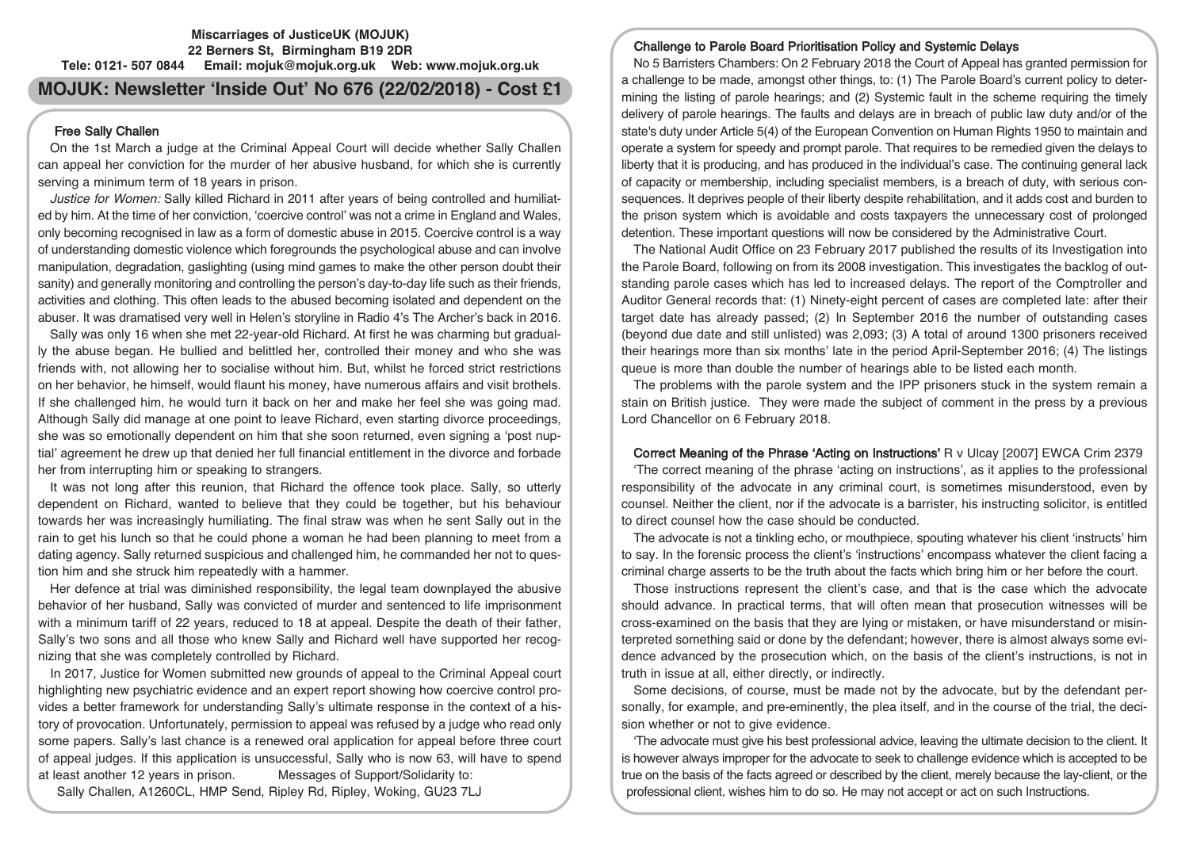**Miscarriages of JusticeUK (MOJUK)**
**22 Berners St, Birmingham B19 2DR**
**Tele: 0121- 507 0844 Email: mojuk@mojuk.org.uk Web: www.mojuk.org.uk**

# MOJUK: Newsletter 'Inside Out' No 676 (22/02/2018) - Cost £1

## Free Sally Challen

On the 1st March a judge at the Criminal Appeal Court will decide whether Sally Challen can appeal her conviction for the murder of her abusive husband, for which she is currently serving a minimum term of 18 years in prison.

*Justice for Women:* Sally killed Richard in 2011 after years of being controlled and humiliated by him. At the time of her conviction, 'coercive control' was not a crime in England and Wales, only becoming recognised in law as a form of domestic abuse in 2015. Coercive control is a way of understanding domestic violence which foregrounds the psychological abuse and can involve manipulation, degradation, gaslighting (using mind games to make the other person doubt their sanity) and generally monitoring and controlling the person's day-to-day life such as their friends, activities and clothing. This often leads to the abused becoming isolated and dependent on the abuser. It was dramatised very well in Helen's storyline in Radio 4's The Archer's back in 2016.

Sally was only 16 when she met 22-year-old Richard. At first he was charming but gradually the abuse began. He bullied and belittled her, controlled their money and who she was friends with, not allowing her to socialise without him. But, whilst he forced strict restrictions on her behavior, he himself, would flaunt his money, have numerous affairs and visit brothels. If she challenged him, he would turn it back on her and make her feel she was going mad. Although Sally did manage at one point to leave Richard, even starting divorce proceedings, she was so emotionally dependent on him that she soon returned, even signing a 'post nuptial' agreement he drew up that denied her full financial entitlement in the divorce and forbade her from interrupting him or speaking to strangers.

It was not long after this reunion, that Richard the offence took place. Sally, so utterly dependent on Richard, wanted to believe that they could be together, but his behaviour towards her was increasingly humiliating. The final straw was when he sent Sally out in the rain to get his lunch so that he could phone a woman he had been planning to meet from a dating agency. Sally returned suspicious and challenged him, he commanded her not to question him and she struck him repeatedly with a hammer.

Her defence at trial was diminished responsibility, the legal team downplayed the abusive behavior of her husband, Sally was convicted of murder and sentenced to life imprisonment with a minimum tariff of 22 years, reduced to 18 at appeal. Despite the death of their father, Sally's two sons and all those who knew Sally and Richard well have supported her recognizing that she was completely controlled by Richard.

In 2017, Justice for Women submitted new grounds of appeal to the Criminal Appeal court highlighting new psychiatric evidence and an expert report showing how coercive control provides a better framework for understanding Sally's ultimate response in the context of a history of provocation. Unfortunately, permission to appeal was refused by a judge who read only some papers. Sally's last chance is a renewed oral application for appeal before three court of appeal judges. If this application is unsuccessful, Sally who is now 63, will have to spend at least another 12 years in prison. Messages of Support/Solidarity to:

Sally Challen, A1260CL, HMP Send, Ripley Rd, Ripley, Woking, GU23 7LJ

## Challenge to Parole Board Prioritisation Policy and Systemic Delays

No 5 Barristers Chambers: On 2 February 2018 the Court of Appeal has granted permission for a challenge to be made, amongst other things, to: (1) The Parole Board's current policy to determining the listing of parole hearings; and (2) Systemic fault in the scheme requiring the timely delivery of parole hearings. The faults and delays are in breach of public law duty and/or of the state's duty under Article 5(4) of the European Convention on Human Rights 1950 to maintain and operate a system for speedy and prompt parole. That requires to be remedied given the delays to liberty that it is producing, and has produced in the individual's case. The continuing general lack of capacity or membership, including specialist members, is a breach of duty, with serious consequences. It deprives people of their liberty despite rehabilitation, and it adds cost and burden to the prison system which is avoidable and costs taxpayers the unnecessary cost of prolonged detention. These important questions will now be considered by the Administrative Court.

The National Audit Office on 23 February 2017 published the results of its Investigation into the Parole Board, following on from its 2008 investigation. This investigates the backlog of outstanding parole cases which has led to increased delays. The report of the Comptroller and Auditor General records that: (1) Ninety-eight percent of cases are completed late: after their target date has already passed; (2) In September 2016 the number of outstanding cases (beyond due date and still unlisted) was 2,093; (3) A total of around 1300 prisoners received their hearings more than six months' late in the period April-September 2016; (4) The listings queue is more than double the number of hearings able to be listed each month.

The problems with the parole system and the IPP prisoners stuck in the system remain a stain on British justice. They were made the subject of comment in the press by a previous Lord Chancellor on 6 February 2018.

## Correct Meaning of the Phrase 'Acting on Instructions' R v Ulcay [2007] EWCA Crim 2379

'The correct meaning of the phrase 'acting on instructions', as it applies to the professional responsibility of the advocate in any criminal court, is sometimes misunderstood, even by counsel. Neither the client, nor if the advocate is a barrister, his instructing solicitor, is entitled to direct counsel how the case should be conducted.

The advocate is not a tinkling echo, or mouthpiece, spouting whatever his client 'instructs' him to say. In the forensic process the client's 'instructions' encompass whatever the client facing a criminal charge asserts to be the truth about the facts which bring him or her before the court.

Those instructions represent the client's case, and that is the case which the advocate should advance. In practical terms, that will often mean that prosecution witnesses will be cross-examined on the basis that they are lying or mistaken, or have misunderstand or misinterpreted something said or done by the defendant; however, there is almost always some evidence advanced by the prosecution which, on the basis of the client's instructions, is not in truth in issue at all, either directly, or indirectly.

Some decisions, of course, must be made not by the advocate, but by the defendant personally, for example, and pre-eminently, the plea itself, and in the course of the trial, the decision whether or not to give evidence.

'The advocate must give his best professional advice, leaving the ultimate decision to the client. It is however always improper for the advocate to seek to challenge evidence which is accepted to be true on the basis of the facts agreed or described by the client, merely because the lay-client, or the professional client, wishes him to do so. He may not accept or act on such Instructions.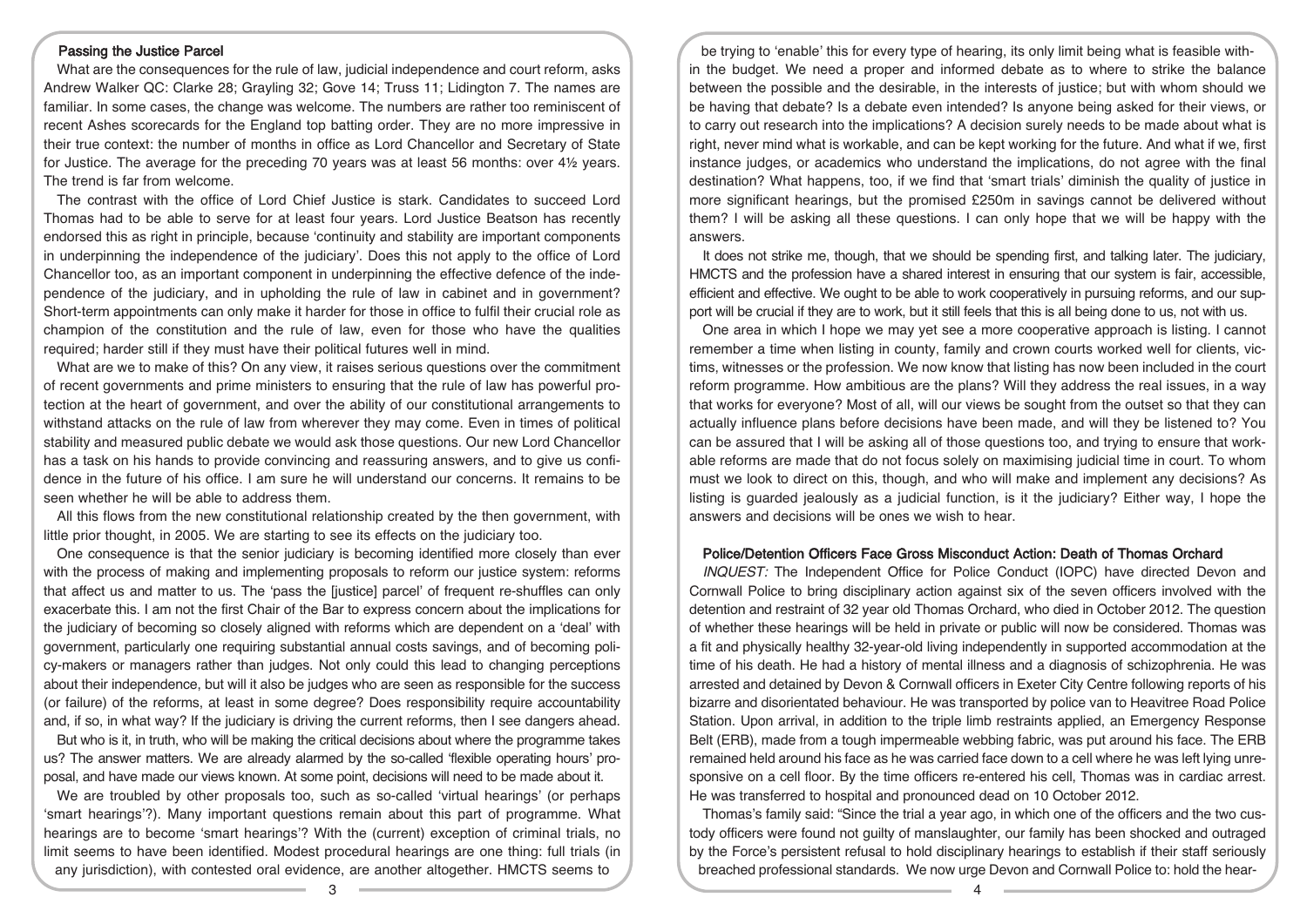## Passing the Justice Parcel

What are the consequences for the rule of law, judicial independence and court reform, asks Andrew Walker QC: Clarke 28; Grayling 32; Gove 14; Truss 11; Lidington 7. The names are familiar. In some cases, the change was welcome. The numbers are rather too reminiscent of recent Ashes scorecards for the England top batting order. They are no more impressive in their true context: the number of months in office as Lord Chancellor and Secretary of State for Justice. The average for the preceding 70 years was at least 56 months: over 4½ years. The trend is far from welcome.

The contrast with the office of Lord Chief Justice is stark. Candidates to succeed Lord Thomas had to be able to serve for at least four years. Lord Justice Beatson has recently endorsed this as right in principle, because 'continuity and stability are important components in underpinning the independence of the judiciary'. Does this not apply to the office of Lord Chancellor too, as an important component in underpinning the effective defence of the independence of the judiciary, and in upholding the rule of law in cabinet and in government? Short-term appointments can only make it harder for those in office to fulfil their crucial role as champion of the constitution and the rule of law, even for those who have the qualities required; harder still if they must have their political futures well in mind.

What are we to make of this? On any view, it raises serious questions over the commitment of recent governments and prime ministers to ensuring that the rule of law has powerful protection at the heart of government, and over the ability of our constitutional arrangements to withstand attacks on the rule of law from wherever they may come. Even in times of political stability and measured public debate we would ask those questions. Our new Lord Chancellor has a task on his hands to provide convincing and reassuring answers, and to give us confidence in the future of his office. I am sure he will understand our concerns. It remains to be seen whether he will be able to address them.

All this flows from the new constitutional relationship created by the then government, with little prior thought, in 2005. We are starting to see its effects on the judiciary too.

One consequence is that the senior judiciary is becoming identified more closely than ever with the process of making and implementing proposals to reform our justice system: reforms that affect us and matter to us. The 'pass the [justice] parcel' of frequent re-shuffles can only exacerbate this. I am not the first Chair of the Bar to express concern about the implications for the judiciary of becoming so closely aligned with reforms which are dependent on a 'deal' with government, particularly one requiring substantial annual costs savings, and of becoming policy-makers or managers rather than judges. Not only could this lead to changing perceptions about their independence, but will it also be judges who are seen as responsible for the success (or failure) of the reforms, at least in some degree? Does responsibility require accountability and, if so, in what way? If the judiciary is driving the current reforms, then I see dangers ahead.

But who is it, in truth, who will be making the critical decisions about where the programme takes us? The answer matters. We are already alarmed by the so-called 'flexible operating hours' proposal, and have made our views known. At some point, decisions will need to be made about it.

We are troubled by other proposals too, such as so-called 'virtual hearings' (or perhaps 'smart hearings'?). Many important questions remain about this part of programme. What hearings are to become 'smart hearings'? With the (current) exception of criminal trials, no limit seems to have been identified. Modest procedural hearings are one thing: full trials (in any jurisdiction), with contested oral evidence, are another altogether. HMCTS seems to be trying to 'enable' this for every type of hearing, its only limit being what is feasible within the budget. We need a proper and informed debate as to where to strike the balance between the possible and the desirable, in the interests of justice; but with whom should we be having that debate? Is a debate even intended? Is anyone being asked for their views, or to carry out research into the implications? A decision surely needs to be made about what is right, never mind what is workable, and can be kept working for the future. And what if we, first instance judges, or academics who understand the implications, do not agree with the final destination? What happens, too, if we find that 'smart trials' diminish the quality of justice in more significant hearings, but the promised £250m in savings cannot be delivered without them? I will be asking all these questions. I can only hope that we will be happy with the answers.

It does not strike me, though, that we should be spending first, and talking later. The judiciary, HMCTS and the profession have a shared interest in ensuring that our system is fair, accessible, efficient and effective. We ought to be able to work cooperatively in pursuing reforms, and our support will be crucial if they are to work, but it still feels that this is all being done to us, not with us.

One area in which I hope we may yet see a more cooperative approach is listing. I cannot remember a time when listing in county, family and crown courts worked well for clients, victims, witnesses or the profession. We now know that listing has now been included in the court reform programme. How ambitious are the plans? Will they address the real issues, in a way that works for everyone? Most of all, will our views be sought from the outset so that they can actually influence plans before decisions have been made, and will they be listened to? You can be assured that I will be asking all of those questions too, and trying to ensure that workable reforms are made that do not focus solely on maximising judicial time in court. To whom must we look to direct on this, though, and who will make and implement any decisions? As listing is guarded jealously as a judicial function, is it the judiciary? Either way, I hope the answers and decisions will be ones we wish to hear.

## Police/Detention Officers Face Gross Misconduct Action: Death of Thomas Orchard

*INQUEST:* The Independent Office for Police Conduct (IOPC) have directed Devon and Cornwall Police to bring disciplinary action against six of the seven officers involved with the detention and restraint of 32 year old Thomas Orchard, who died in October 2012. The question of whether these hearings will be held in private or public will now be considered. Thomas was a fit and physically healthy 32-year-old living independently in supported accommodation at the time of his death. He had a history of mental illness and a diagnosis of schizophrenia. He was arrested and detained by Devon & Cornwall officers in Exeter City Centre following reports of his bizarre and disorientated behaviour. He was transported by police van to Heavitree Road Police Station. Upon arrival, in addition to the triple limb restraints applied, an Emergency Response Belt (ERB), made from a tough impermeable webbing fabric, was put around his face. The ERB remained held around his face as he was carried face down to a cell where he was left lying unresponsive on a cell floor. By the time officers re-entered his cell, Thomas was in cardiac arrest. He was transferred to hospital and pronounced dead on 10 October 2012.

Thomas's family said: "Since the trial a year ago, in which one of the officers and the two custody officers were found not guilty of manslaughter, our family has been shocked and outraged by the Force's persistent refusal to hold disciplinary hearings to establish if their staff seriously breached professional standards. We now urge Devon and Cornwall Police to: hold the hear-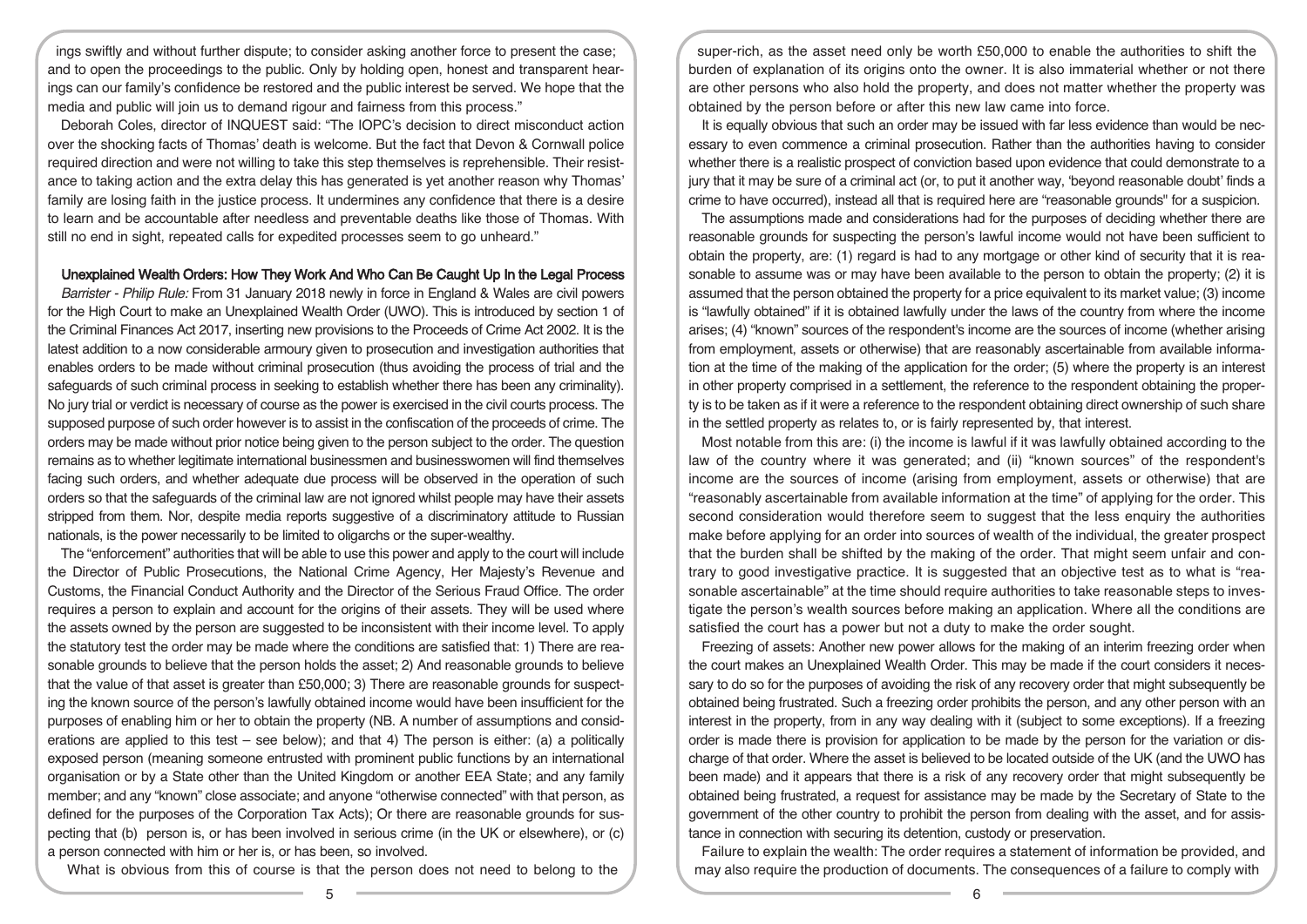ings swiftly and without further dispute; to consider asking another force to present the case; and to open the proceedings to the public. Only by holding open, honest and transparent hearings can our family's confidence be restored and the public interest be served. We hope that the media and public will join us to demand rigour and fairness from this process."

Deborah Coles, director of INQUEST said: "The IOPC's decision to direct misconduct action over the shocking facts of Thomas' death is welcome. But the fact that Devon & Cornwall police required direction and were not willing to take this step themselves is reprehensible. Their resistance to taking action and the extra delay this has generated is yet another reason why Thomas' family are losing faith in the justice process. It undermines any confidence that there is a desire to learn and be accountable after needless and preventable deaths like those of Thomas. With still no end in sight, repeated calls for expedited processes seem to go unheard."

## Unexplained Wealth Orders: How They Work And Who Can Be Caught Up In the Legal Process

*Barrister - Philip Rule:* From 31 January 2018 newly in force in England & Wales are civil powers for the High Court to make an Unexplained Wealth Order (UWO). This is introduced by section 1 of the Criminal Finances Act 2017, inserting new provisions to the Proceeds of Crime Act 2002. It is the latest addition to a now considerable armoury given to prosecution and investigation authorities that enables orders to be made without criminal prosecution (thus avoiding the process of trial and the safeguards of such criminal process in seeking to establish whether there has been any criminality). No jury trial or verdict is necessary of course as the power is exercised in the civil courts process. The supposed purpose of such order however is to assist in the confiscation of the proceeds of crime. The orders may be made without prior notice being given to the person subject to the order. The question remains as to whether legitimate international businessmen and businesswomen will find themselves facing such orders, and whether adequate due process will be observed in the operation of such orders so that the safeguards of the criminal law are not ignored whilst people may have their assets stripped from them. Nor, despite media reports suggestive of a discriminatory attitude to Russian nationals, is the power necessarily to be limited to oligarchs or the super-wealthy.

The "enforcement" authorities that will be able to use this power and apply to the court will include the Director of Public Prosecutions, the National Crime Agency, Her Majesty's Revenue and Customs, the Financial Conduct Authority and the Director of the Serious Fraud Office. The order requires a person to explain and account for the origins of their assets. They will be used where the assets owned by the person are suggested to be inconsistent with their income level. To apply the statutory test the order may be made where the conditions are satisfied that: 1) There are reasonable grounds to believe that the person holds the asset; 2) And reasonable grounds to believe that the value of that asset is greater than £50,000; 3) There are reasonable grounds for suspecting the known source of the person's lawfully obtained income would have been insufficient for the purposes of enabling him or her to obtain the property (NB. A number of assumptions and considerations are applied to this test – see below); and that 4) The person is either: (a) a politically exposed person (meaning someone entrusted with prominent public functions by an international organisation or by a State other than the United Kingdom or another EEA State; and any family member; and any "known" close associate; and anyone "otherwise connected" with that person, as defined for the purposes of the Corporation Tax Acts); Or there are reasonable grounds for suspecting that (b) person is, or has been involved in serious crime (in the UK or elsewhere), or (c) a person connected with him or her is, or has been, so involved.

What is obvious from this of course is that the person does not need to belong to the super-rich, as the asset need only be worth £50,000 to enable the authorities to shift the burden of explanation of its origins onto the owner. It is also immaterial whether or not there are other persons who also hold the property, and does not matter whether the property was obtained by the person before or after this new law came into force.

It is equally obvious that such an order may be issued with far less evidence than would be necessary to even commence a criminal prosecution. Rather than the authorities having to consider whether there is a realistic prospect of conviction based upon evidence that could demonstrate to a jury that it may be sure of a criminal act (or, to put it another way, 'beyond reasonable doubt' finds a crime to have occurred), instead all that is required here are "reasonable grounds" for a suspicion.

The assumptions made and considerations had for the purposes of deciding whether there are reasonable grounds for suspecting the person's lawful income would not have been sufficient to obtain the property, are: (1) regard is had to any mortgage or other kind of security that it is reasonable to assume was or may have been available to the person to obtain the property; (2) it is assumed that the person obtained the property for a price equivalent to its market value; (3) income is "lawfully obtained" if it is obtained lawfully under the laws of the country from where the income arises; (4) "known" sources of the respondent's income are the sources of income (whether arising from employment, assets or otherwise) that are reasonably ascertainable from available information at the time of the making of the application for the order; (5) where the property is an interest in other property comprised in a settlement, the reference to the respondent obtaining the property is to be taken as if it were a reference to the respondent obtaining direct ownership of such share in the settled property as relates to, or is fairly represented by, that interest.

Most notable from this are: (i) the income is lawful if it was lawfully obtained according to the law of the country where it was generated; and (ii) "known sources" of the respondent's income are the sources of income (arising from employment, assets or otherwise) that are "reasonably ascertainable from available information at the time" of applying for the order. This second consideration would therefore seem to suggest that the less enquiry the authorities make before applying for an order into sources of wealth of the individual, the greater prospect that the burden shall be shifted by the making of the order. That might seem unfair and contrary to good investigative practice. It is suggested that an objective test as to what is "reasonable ascertainable" at the time should require authorities to take reasonable steps to investigate the person's wealth sources before making an application. Where all the conditions are satisfied the court has a power but not a duty to make the order sought.

Freezing of assets: Another new power allows for the making of an interim freezing order when the court makes an Unexplained Wealth Order. This may be made if the court considers it necessary to do so for the purposes of avoiding the risk of any recovery order that might subsequently be obtained being frustrated. Such a freezing order prohibits the person, and any other person with an interest in the property, from in any way dealing with it (subject to some exceptions). If a freezing order is made there is provision for application to be made by the person for the variation or discharge of that order. Where the asset is believed to be located outside of the UK (and the UWO has been made) and it appears that there is a risk of any recovery order that might subsequently be obtained being frustrated, a request for assistance may be made by the Secretary of State to the government of the other country to prohibit the person from dealing with the asset, and for assistance in connection with securing its detention, custody or preservation.

Failure to explain the wealth: The order requires a statement of information be provided, and may also require the production of documents. The consequences of a failure to comply with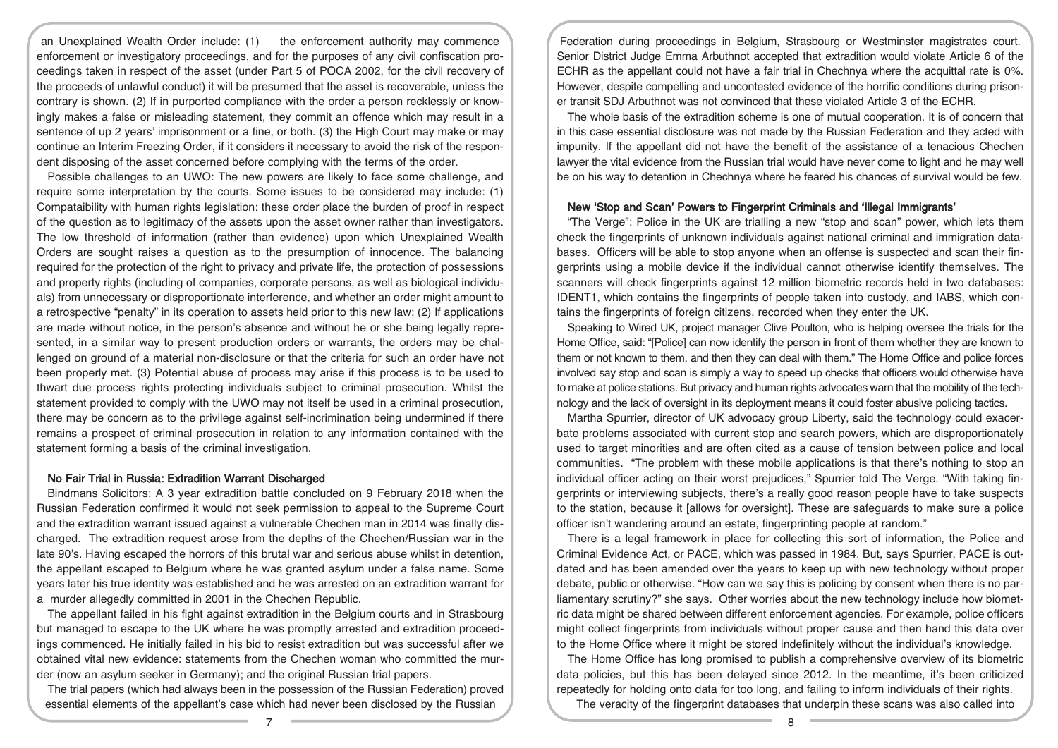an Unexplained Wealth Order include: (1) the enforcement authority may commence enforcement or investigatory proceedings, and for the purposes of any civil confiscation proceedings taken in respect of the asset (under Part 5 of POCA 2002, for the civil recovery of the proceeds of unlawful conduct) it will be presumed that the asset is recoverable, unless the contrary is shown. (2) If in purported compliance with the order a person recklessly or knowingly makes a false or misleading statement, they commit an offence which may result in a sentence of up 2 years' imprisonment or a fine, or both. (3) the High Court may make or may continue an Interim Freezing Order, if it considers it necessary to avoid the risk of the respondent disposing of the asset concerned before complying with the terms of the order.

Possible challenges to an UWO: The new powers are likely to face some challenge, and require some interpretation by the courts. Some issues to be considered may include: (1) Compataibility with human rights legislation: these order place the burden of proof in respect of the question as to legitimacy of the assets upon the asset owner rather than investigators. The low threshold of information (rather than evidence) upon which Unexplained Wealth Orders are sought raises a question as to the presumption of innocence. The balancing required for the protection of the right to privacy and private life, the protection of possessions and property rights (including of companies, corporate persons, as well as biological individuals) from unnecessary or disproportionate interference, and whether an order might amount to a retrospective "penalty" in its operation to assets held prior to this new law; (2) If applications are made without notice, in the person's absence and without he or she being legally represented, in a similar way to present production orders or warrants, the orders may be challenged on ground of a material non-disclosure or that the criteria for such an order have not been properly met. (3) Potential abuse of process may arise if this process is to be used to thwart due process rights protecting individuals subject to criminal prosecution. Whilst the statement provided to comply with the UWO may not itself be used in a criminal prosecution, there may be concern as to the privilege against self-incrimination being undermined if there remains a prospect of criminal prosecution in relation to any information contained with the statement forming a basis of the criminal investigation.

### No Fair Trial in Russia: Extradition Warrant Discharged

Bindmans Solicitors: A 3 year extradition battle concluded on 9 February 2018 when the Russian Federation confirmed it would not seek permission to appeal to the Supreme Court and the extradition warrant issued against a vulnerable Chechen man in 2014 was finally discharged. The extradition request arose from the depths of the Chechen/Russian war in the late 90's. Having escaped the horrors of this brutal war and serious abuse whilst in detention, the appellant escaped to Belgium where he was granted asylum under a false name. Some years later his true identity was established and he was arrested on an extradition warrant for a murder allegedly committed in 2001 in the Chechen Republic.

The appellant failed in his fight against extradition in the Belgium courts and in Strasbourg but managed to escape to the UK where he was promptly arrested and extradition proceedings commenced. He initially failed in his bid to resist extradition but was successful after we obtained vital new evidence: statements from the Chechen woman who committed the murder (now an asylum seeker in Germany); and the original Russian trial papers.

The trial papers (which had always been in the possession of the Russian Federation) proved essential elements of the appellant's case which had never been disclosed by the Russian Federation during proceedings in Belgium, Strasbourg or Westminster magistrates court. Senior District Judge Emma Arbuthnot accepted that extradition would violate Article 6 of the ECHR as the appellant could not have a fair trial in Chechnya where the acquittal rate is 0%. However, despite compelling and uncontested evidence of the horrific conditions during prisoner transit SDJ Arbuthnot was not convinced that these violated Article 3 of the ECHR.

The whole basis of the extradition scheme is one of mutual cooperation. It is of concern that in this case essential disclosure was not made by the Russian Federation and they acted with impunity. If the appellant did not have the benefit of the assistance of a tenacious Chechen lawyer the vital evidence from the Russian trial would have never come to light and he may well be on his way to detention in Chechnya where he feared his chances of survival would be few.

### New 'Stop and Scan' Powers to Fingerprint Criminals and 'Illegal Immigrants'

"The Verge": Police in the UK are trialling a new "stop and scan" power, which lets them check the fingerprints of unknown individuals against national criminal and immigration databases. Officers will be able to stop anyone when an offense is suspected and scan their fingerprints using a mobile device if the individual cannot otherwise identify themselves. The scanners will check fingerprints against 12 million biometric records held in two databases: IDENT1, which contains the fingerprints of people taken into custody, and IABS, which contains the fingerprints of foreign citizens, recorded when they enter the UK.

Speaking to Wired UK, project manager Clive Poulton, who is helping oversee the trials for the Home Office, said: "[Police] can now identify the person in front of them whether they are known to them or not known to them, and then they can deal with them." The Home Office and police forces involved say stop and scan is simply a way to speed up checks that officers would otherwise have to make at police stations. But privacy and human rights advocates warn that the mobility of the technology and the lack of oversight in its deployment means it could foster abusive policing tactics.

Martha Spurrier, director of UK advocacy group Liberty, said the technology could exacerbate problems associated with current stop and search powers, which are disproportionately used to target minorities and are often cited as a cause of tension between police and local communities. "The problem with these mobile applications is that there's nothing to stop an individual officer acting on their worst prejudices," Spurrier told The Verge. "With taking fingerprints or interviewing subjects, there's a really good reason people have to take suspects to the station, because it [allows for oversight]. These are safeguards to make sure a police officer isn't wandering around an estate, fingerprinting people at random."

There is a legal framework in place for collecting this sort of information, the Police and Criminal Evidence Act, or PACE, which was passed in 1984. But, says Spurrier, PACE is outdated and has been amended over the years to keep up with new technology without proper debate, public or otherwise. "How can we say this is policing by consent when there is no parliamentary scrutiny?" she says. Other worries about the new technology include how biometric data might be shared between different enforcement agencies. For example, police officers might collect fingerprints from individuals without proper cause and then hand this data over to the Home Office where it might be stored indefinitely without the individual's knowledge.

The Home Office has long promised to publish a comprehensive overview of its biometric data policies, but this has been delayed since 2012. In the meantime, it's been criticized repeatedly for holding onto data for too long, and failing to inform individuals of their rights.

The veracity of the fingerprint databases that underpin these scans was also called into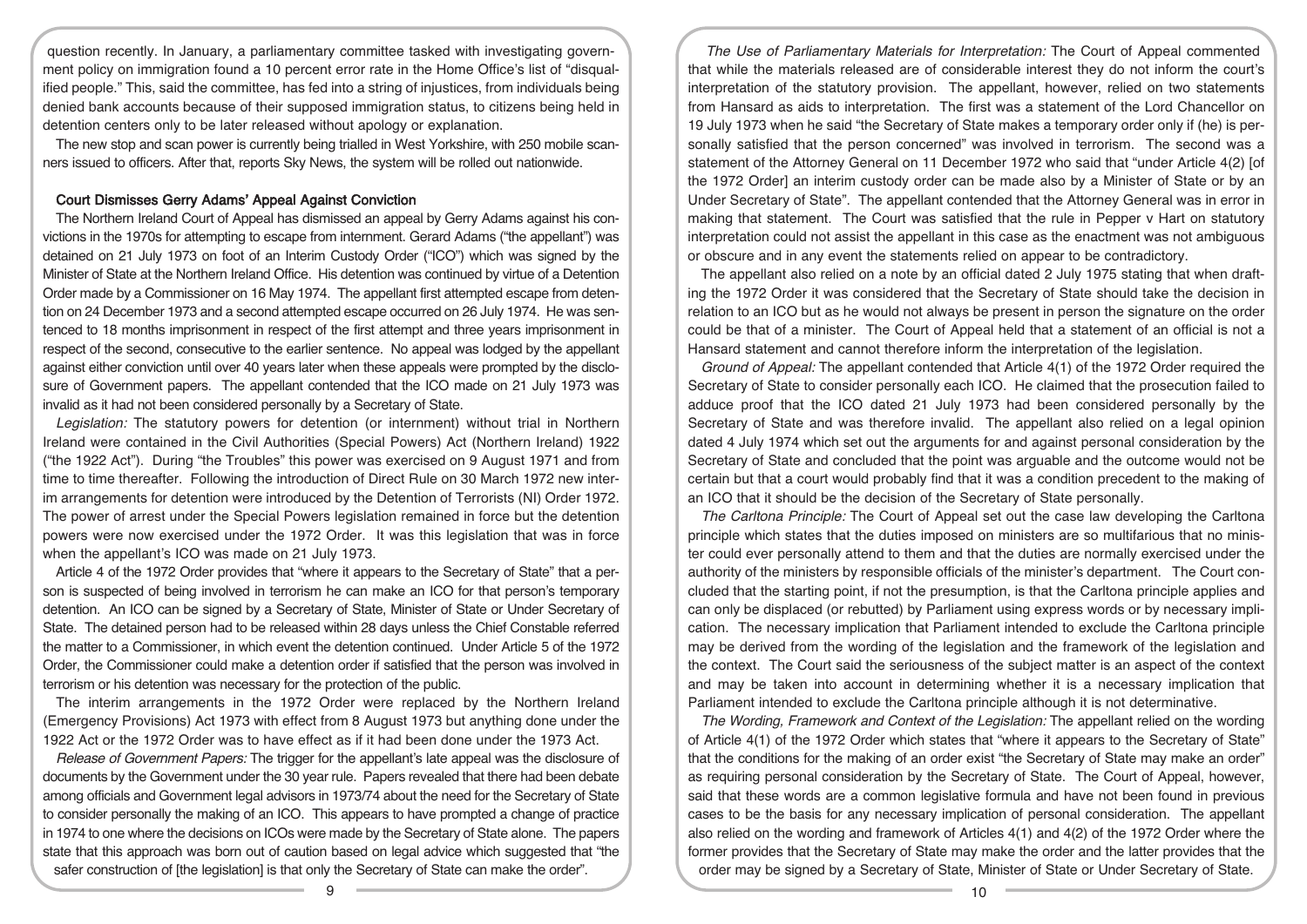question recently. In January, a parliamentary committee tasked with investigating government policy on immigration found a 10 percent error rate in the Home Office's list of "disqualified people." This, said the committee, has fed into a string of injustices, from individuals being denied bank accounts because of their supposed immigration status, to citizens being held in detention centers only to be later released without apology or explanation.

The new stop and scan power is currently being trialled in West Yorkshire, with 250 mobile scanners issued to officers. After that, reports Sky News, the system will be rolled out nationwide.

### Court Dismisses Gerry Adams' Appeal Against Conviction

The Northern Ireland Court of Appeal has dismissed an appeal by Gerry Adams against his convictions in the 1970s for attempting to escape from internment. Gerard Adams ("the appellant") was detained on 21 July 1973 on foot of an Interim Custody Order ("ICO") which was signed by the Minister of State at the Northern Ireland Office. His detention was continued by virtue of a Detention Order made by a Commissioner on 16 May 1974. The appellant first attempted escape from detention on 24 December 1973 and a second attempted escape occurred on 26 July 1974. He was sentenced to 18 months imprisonment in respect of the first attempt and three years imprisonment in respect of the second, consecutive to the earlier sentence. No appeal was lodged by the appellant against either conviction until over 40 years later when these appeals were prompted by the disclosure of Government papers. The appellant contended that the ICO made on 21 July 1973 was invalid as it had not been considered personally by a Secretary of State.

*Legislation:* The statutory powers for detention (or internment) without trial in Northern Ireland were contained in the Civil Authorities (Special Powers) Act (Northern Ireland) 1922 ("the 1922 Act"). During "the Troubles" this power was exercised on 9 August 1971 and from time to time thereafter. Following the introduction of Direct Rule on 30 March 1972 new interim arrangements for detention were introduced by the Detention of Terrorists (NI) Order 1972. The power of arrest under the Special Powers legislation remained in force but the detention powers were now exercised under the 1972 Order. It was this legislation that was in force when the appellant's ICO was made on 21 July 1973.

Article 4 of the 1972 Order provides that "where it appears to the Secretary of State" that a person is suspected of being involved in terrorism he can make an ICO for that person's temporary detention. An ICO can be signed by a Secretary of State, Minister of State or Under Secretary of State. The detained person had to be released within 28 days unless the Chief Constable referred the matter to a Commissioner, in which event the detention continued. Under Article 5 of the 1972 Order, the Commissioner could make a detention order if satisfied that the person was involved in terrorism or his detention was necessary for the protection of the public.

The interim arrangements in the 1972 Order were replaced by the Northern Ireland (Emergency Provisions) Act 1973 with effect from 8 August 1973 but anything done under the 1922 Act or the 1972 Order was to have effect as if it had been done under the 1973 Act.

*Release of Government Papers:* The trigger for the appellant's late appeal was the disclosure of documents by the Government under the 30 year rule. Papers revealed that there had been debate among officials and Government legal advisors in 1973/74 about the need for the Secretary of State to consider personally the making of an ICO. This appears to have prompted a change of practice in 1974 to one where the decisions on ICOs were made by the Secretary of State alone. The papers state that this approach was born out of caution based on legal advice which suggested that "the safer construction of [the legislation] is that only the Secretary of State can make the order".

*The Use of Parliamentary Materials for Interpretation:* The Court of Appeal commented that while the materials released are of considerable interest they do not inform the court's interpretation of the statutory provision. The appellant, however, relied on two statements from Hansard as aids to interpretation. The first was a statement of the Lord Chancellor on 19 July 1973 when he said "the Secretary of State makes a temporary order only if (he) is personally satisfied that the person concerned" was involved in terrorism. The second was a statement of the Attorney General on 11 December 1972 who said that "under Article 4(2) [of the 1972 Order] an interim custody order can be made also by a Minister of State or by an Under Secretary of State". The appellant contended that the Attorney General was in error in making that statement. The Court was satisfied that the rule in Pepper v Hart on statutory interpretation could not assist the appellant in this case as the enactment was not ambiguous or obscure and in any event the statements relied on appear to be contradictory.

The appellant also relied on a note by an official dated 2 July 1975 stating that when drafting the 1972 Order it was considered that the Secretary of State should take the decision in relation to an ICO but as he would not always be present in person the signature on the order could be that of a minister. The Court of Appeal held that a statement of an official is not a Hansard statement and cannot therefore inform the interpretation of the legislation.

*Ground of Appeal:* The appellant contended that Article 4(1) of the 1972 Order required the Secretary of State to consider personally each ICO. He claimed that the prosecution failed to adduce proof that the ICO dated 21 July 1973 had been considered personally by the Secretary of State and was therefore invalid. The appellant also relied on a legal opinion dated 4 July 1974 which set out the arguments for and against personal consideration by the Secretary of State and concluded that the point was arguable and the outcome would not be certain but that a court would probably find that it was a condition precedent to the making of an ICO that it should be the decision of the Secretary of State personally.

*The Carltona Principle:* The Court of Appeal set out the case law developing the Carltona principle which states that the duties imposed on ministers are so multifarious that no minister could ever personally attend to them and that the duties are normally exercised under the authority of the ministers by responsible officials of the minister's department. The Court concluded that the starting point, if not the presumption, is that the Carltona principle applies and can only be displaced (or rebutted) by Parliament using express words or by necessary implication. The necessary implication that Parliament intended to exclude the Carltona principle may be derived from the wording of the legislation and the framework of the legislation and the context. The Court said the seriousness of the subject matter is an aspect of the context and may be taken into account in determining whether it is a necessary implication that Parliament intended to exclude the Carltona principle although it is not determinative.

*The Wording, Framework and Context of the Legislation:* The appellant relied on the wording of Article 4(1) of the 1972 Order which states that "where it appears to the Secretary of State" that the conditions for the making of an order exist "the Secretary of State may make an order" as requiring personal consideration by the Secretary of State. The Court of Appeal, however, said that these words are a common legislative formula and have not been found in previous cases to be the basis for any necessary implication of personal consideration. The appellant also relied on the wording and framework of Articles 4(1) and 4(2) of the 1972 Order where the former provides that the Secretary of State may make the order and the latter provides that the order may be signed by a Secretary of State, Minister of State or Under Secretary of State.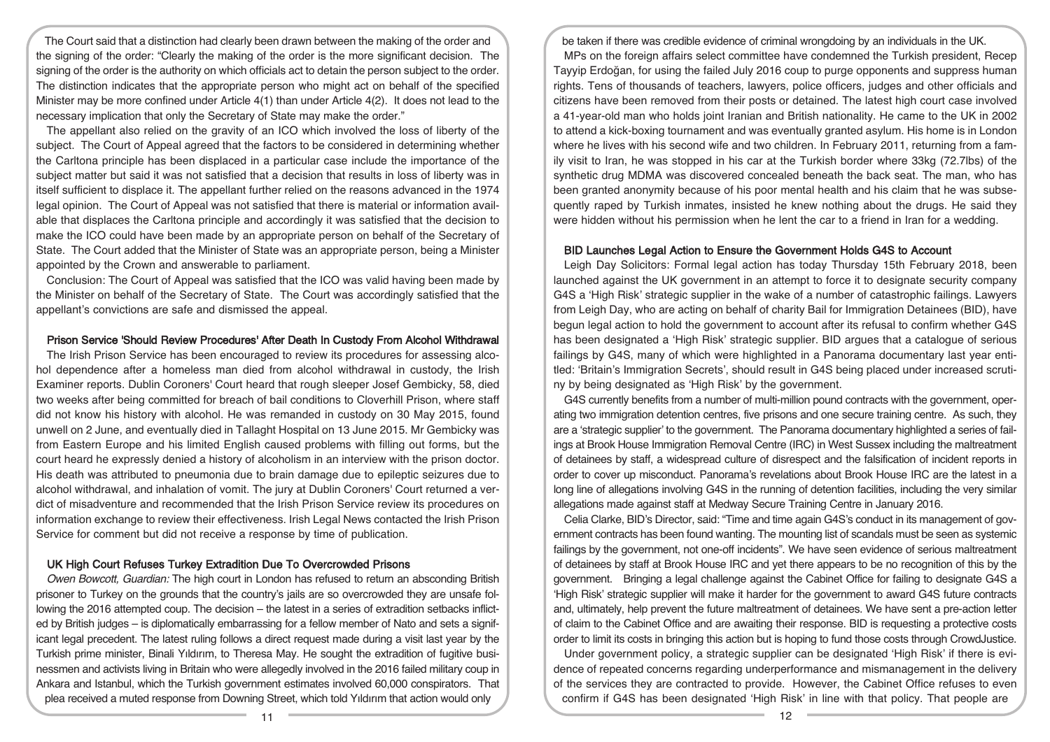The Court said that a distinction had clearly been drawn between the making of the order and the signing of the order: "Clearly the making of the order is the more significant decision. The signing of the order is the authority on which officials act to detain the person subject to the order. The distinction indicates that the appropriate person who might act on behalf of the specified Minister may be more confined under Article 4(1) than under Article 4(2). It does not lead to the necessary implication that only the Secretary of State may make the order."

The appellant also relied on the gravity of an ICO which involved the loss of liberty of the subject. The Court of Appeal agreed that the factors to be considered in determining whether the Carltona principle has been displaced in a particular case include the importance of the subject matter but said it was not satisfied that a decision that results in loss of liberty was in itself sufficient to displace it. The appellant further relied on the reasons advanced in the 1974 legal opinion. The Court of Appeal was not satisfied that there is material or information available that displaces the Carltona principle and accordingly it was satisfied that the decision to make the ICO could have been made by an appropriate person on behalf of the Secretary of State. The Court added that the Minister of State was an appropriate person, being a Minister appointed by the Crown and answerable to parliament.

Conclusion: The Court of Appeal was satisfied that the ICO was valid having been made by the Minister on behalf of the Secretary of State. The Court was accordingly satisfied that the appellant's convictions are safe and dismissed the appeal.

### Prison Service 'Should Review Procedures' After Death In Custody From Alcohol Withdrawal

The Irish Prison Service has been encouraged to review its procedures for assessing alcohol dependence after a homeless man died from alcohol withdrawal in custody, the Irish Examiner reports. Dublin Coroners' Court heard that rough sleeper Josef Gembicky, 58, died two weeks after being committed for breach of bail conditions to Cloverhill Prison, where staff did not know his history with alcohol. He was remanded in custody on 30 May 2015, found unwell on 2 June, and eventually died in Tallaght Hospital on 13 June 2015. Mr Gembicky was from Eastern Europe and his limited English caused problems with filling out forms, but the court heard he expressly denied a history of alcoholism in an interview with the prison doctor. His death was attributed to pneumonia due to brain damage due to epileptic seizures due to alcohol withdrawal, and inhalation of vomit. The jury at Dublin Coroners' Court returned a verdict of misadventure and recommended that the Irish Prison Service review its procedures on information exchange to review their effectiveness. Irish Legal News contacted the Irish Prison Service for comment but did not receive a response by time of publication.

### UK High Court Refuses Turkey Extradition Due To Overcrowded Prisons

*Owen Bowcott, Guardian:* The high court in London has refused to return an absconding British prisoner to Turkey on the grounds that the country's jails are so overcrowded they are unsafe following the 2016 attempted coup. The decision – the latest in a series of extradition setbacks inflicted by British judges – is diplomatically embarrassing for a fellow member of Nato and sets a significant legal precedent. The latest ruling follows a direct request made during a visit last year by the Turkish prime minister, Binali Yıldırım, to Theresa May. He sought the extradition of fugitive businessmen and activists living in Britain who were allegedly involved in the 2016 failed military coup in Ankara and Istanbul, which the Turkish government estimates involved 60,000 conspirators. That plea received a muted response from Downing Street, which told Yıldırım that action would only be taken if there was credible evidence of criminal wrongdoing by an individuals in the UK.

MPs on the foreign affairs select committee have condemned the Turkish president, Recep Tayyip Erdoğan, for using the failed July 2016 coup to purge opponents and suppress human rights. Tens of thousands of teachers, lawyers, police officers, judges and other officials and citizens have been removed from their posts or detained. The latest high court case involved a 41-year-old man who holds joint Iranian and British nationality. He came to the UK in 2002 to attend a kick-boxing tournament and was eventually granted asylum. His home is in London where he lives with his second wife and two children. In February 2011, returning from a family visit to Iran, he was stopped in his car at the Turkish border where 33kg (72.7lbs) of the synthetic drug MDMA was discovered concealed beneath the back seat. The man, who has been granted anonymity because of his poor mental health and his claim that he was subsequently raped by Turkish inmates, insisted he knew nothing about the drugs. He said they were hidden without his permission when he lent the car to a friend in Iran for a wedding.

### BID Launches Legal Action to Ensure the Government Holds G4S to Account

Leigh Day Solicitors: Formal legal action has today Thursday 15th February 2018, been launched against the UK government in an attempt to force it to designate security company G4S a 'High Risk' strategic supplier in the wake of a number of catastrophic failings. Lawyers from Leigh Day, who are acting on behalf of charity Bail for Immigration Detainees (BID), have begun legal action to hold the government to account after its refusal to confirm whether G4S has been designated a 'High Risk' strategic supplier. BID argues that a catalogue of serious failings by G4S, many of which were highlighted in a Panorama documentary last year entitled: 'Britain's Immigration Secrets', should result in G4S being placed under increased scrutiny by being designated as 'High Risk' by the government.

G4S currently benefits from a number of multi-million pound contracts with the government, operating two immigration detention centres, five prisons and one secure training centre. As such, they are a 'strategic supplier' to the government. The Panorama documentary highlighted a series of failings at Brook House Immigration Removal Centre (IRC) in West Sussex including the maltreatment of detainees by staff, a widespread culture of disrespect and the falsification of incident reports in order to cover up misconduct. Panorama's revelations about Brook House IRC are the latest in a long line of allegations involving G4S in the running of detention facilities, including the very similar allegations made against staff at Medway Secure Training Centre in January 2016.

Celia Clarke, BID's Director, said: "Time and time again G4S's conduct in its management of government contracts has been found wanting. The mounting list of scandals must be seen as systemic failings by the government, not one-off incidents". We have seen evidence of serious maltreatment of detainees by staff at Brook House IRC and yet there appears to be no recognition of this by the government. Bringing a legal challenge against the Cabinet Office for failing to designate G4S a 'High Risk' strategic supplier will make it harder for the government to award G4S future contracts and, ultimately, help prevent the future maltreatment of detainees. We have sent a pre-action letter of claim to the Cabinet Office and are awaiting their response. BID is requesting a protective costs order to limit its costs in bringing this action but is hoping to fund those costs through CrowdJustice.

Under government policy, a strategic supplier can be designated 'High Risk' if there is evidence of repeated concerns regarding underperformance and mismanagement in the delivery of the services they are contracted to provide. However, the Cabinet Office refuses to even confirm if G4S has been designated 'High Risk' in line with that policy. That people are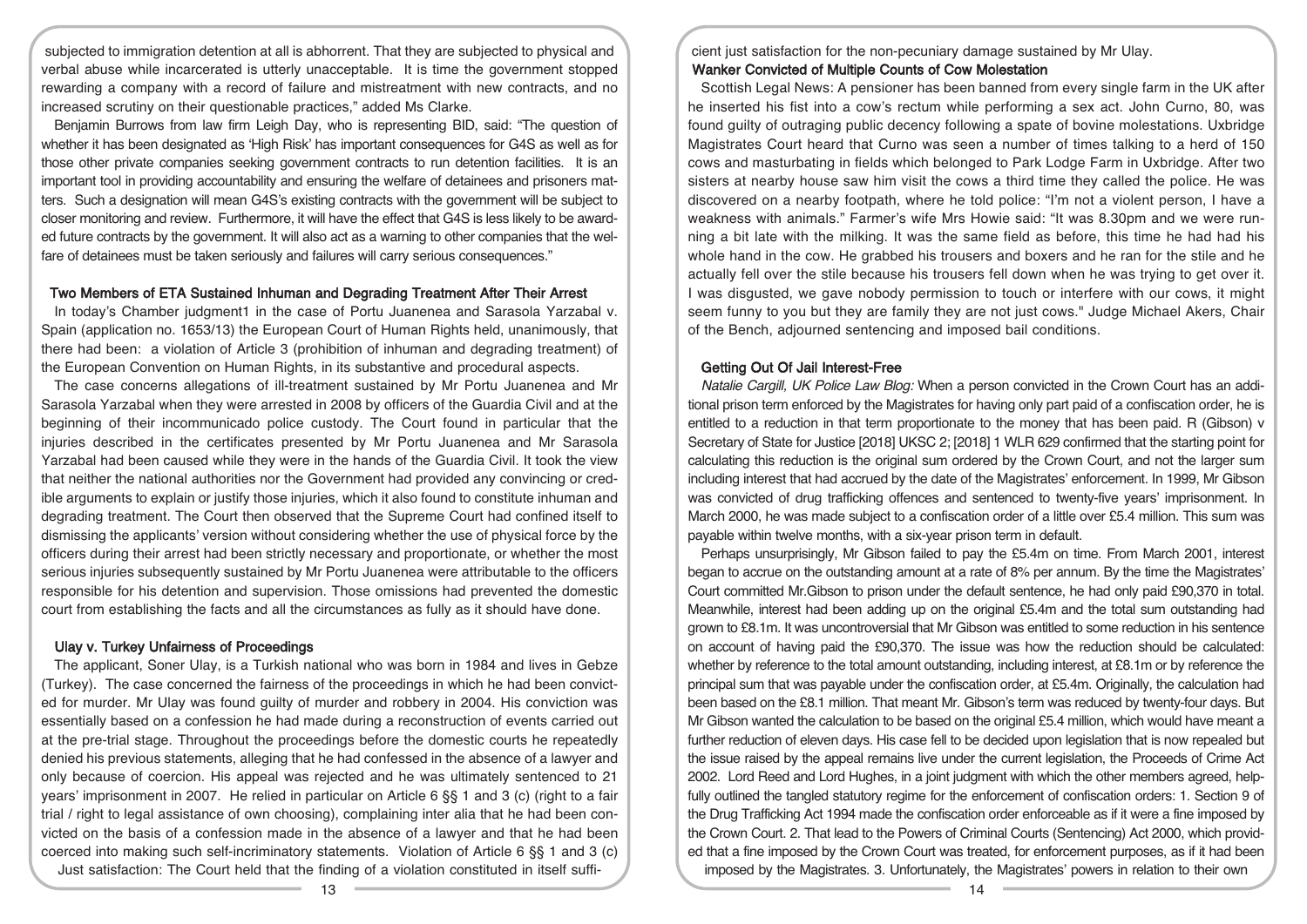subjected to immigration detention at all is abhorrent. That they are subjected to physical and verbal abuse while incarcerated is utterly unacceptable. It is time the government stopped rewarding a company with a record of failure and mistreatment with new contracts, and no increased scrutiny on their questionable practices," added Ms Clarke.

Benjamin Burrows from law firm Leigh Day, who is representing BID, said: "The question of whether it has been designated as 'High Risk' has important consequences for G4S as well as for those other private companies seeking government contracts to run detention facilities. It is an important tool in providing accountability and ensuring the welfare of detainees and prisoners matters. Such a designation will mean G4S's existing contracts with the government will be subject to closer monitoring and review. Furthermore, it will have the effect that G4S is less likely to be awarded future contracts by the government. It will also act as a warning to other companies that the welfare of detainees must be taken seriously and failures will carry serious consequences."

### Two Members of ETA Sustained Inhuman and Degrading Treatment After Their Arrest

In today's Chamber judgment1 in the case of Portu Juanenea and Sarasola Yarzabal v. Spain (application no. 1653/13) the European Court of Human Rights held, unanimously, that there had been: a violation of Article 3 (prohibition of inhuman and degrading treatment) of the European Convention on Human Rights, in its substantive and procedural aspects.

The case concerns allegations of ill-treatment sustained by Mr Portu Juanenea and Mr Sarasola Yarzabal when they were arrested in 2008 by officers of the Guardia Civil and at the beginning of their incommunicado police custody. The Court found in particular that the injuries described in the certificates presented by Mr Portu Juanenea and Mr Sarasola Yarzabal had been caused while they were in the hands of the Guardia Civil. It took the view that neither the national authorities nor the Government had provided any convincing or credible arguments to explain or justify those injuries, which it also found to constitute inhuman and degrading treatment. The Court then observed that the Supreme Court had confined itself to dismissing the applicants' version without considering whether the use of physical force by the officers during their arrest had been strictly necessary and proportionate, or whether the most serious injuries subsequently sustained by Mr Portu Juanenea were attributable to the officers responsible for his detention and supervision. Those omissions had prevented the domestic court from establishing the facts and all the circumstances as fully as it should have done.

### Ulay v. Turkey Unfairness of Proceedings

The applicant, Soner Ulay, is a Turkish national who was born in 1984 and lives in Gebze (Turkey). The case concerned the fairness of the proceedings in which he had been convicted for murder. Mr Ulay was found guilty of murder and robbery in 2004. His conviction was essentially based on a confession he had made during a reconstruction of events carried out at the pre-trial stage. Throughout the proceedings before the domestic courts he repeatedly denied his previous statements, alleging that he had confessed in the absence of a lawyer and only because of coercion. His appeal was rejected and he was ultimately sentenced to 21 years' imprisonment in 2007. He relied in particular on Article 6 §§ 1 and 3 (c) (right to a fair trial / right to legal assistance of own choosing), complaining inter alia that he had been convicted on the basis of a confession made in the absence of a lawyer and that he had been coerced into making such self-incriminatory statements. Violation of Article 6 §§ 1 and 3 (c) Just satisfaction: The Court held that the finding of a violation constituted in itself sufficient just satisfaction for the non-pecuniary damage sustained by Mr Ulay.

### Wanker Convicted of Multiple Counts of Cow Molestation

Scottish Legal News: A pensioner has been banned from every single farm in the UK after he inserted his fist into a cow's rectum while performing a sex act. John Curno, 80, was found guilty of outraging public decency following a spate of bovine molestations. Uxbridge Magistrates Court heard that Curno was seen a number of times talking to a herd of 150 cows and masturbating in fields which belonged to Park Lodge Farm in Uxbridge. After two sisters at nearby house saw him visit the cows a third time they called the police. He was discovered on a nearby footpath, where he told police: "I'm not a violent person, I have a weakness with animals." Farmer's wife Mrs Howie said: "It was 8.30pm and we were running a bit late with the milking. It was the same field as before, this time he had had his whole hand in the cow. He grabbed his trousers and boxers and he ran for the stile and he actually fell over the stile because his trousers fell down when he was trying to get over it. I was disgusted, we gave nobody permission to touch or interfere with our cows, it might seem funny to you but they are family they are not just cows." Judge Michael Akers, Chair of the Bench, adjourned sentencing and imposed bail conditions.

### Getting Out Of Jail Interest-Free

*Natalie Cargill, UK Police Law Blog:* When a person convicted in the Crown Court has an additional prison term enforced by the Magistrates for having only part paid of a confiscation order, he is entitled to a reduction in that term proportionate to the money that has been paid. R (Gibson) v Secretary of State for Justice [2018] UKSC 2; [2018] 1 WLR 629 confirmed that the starting point for calculating this reduction is the original sum ordered by the Crown Court, and not the larger sum including interest that had accrued by the date of the Magistrates' enforcement. In 1999, Mr Gibson was convicted of drug trafficking offences and sentenced to twenty-five years' imprisonment. In March 2000, he was made subject to a confiscation order of a little over £5.4 million. This sum was payable within twelve months, with a six-year prison term in default.

Perhaps unsurprisingly, Mr Gibson failed to pay the £5.4m on time. From March 2001, interest began to accrue on the outstanding amount at a rate of 8% per annum. By the time the Magistrates' Court committed Mr.Gibson to prison under the default sentence, he had only paid £90,370 in total. Meanwhile, interest had been adding up on the original £5.4m and the total sum outstanding had grown to £8.1m. It was uncontroversial that Mr Gibson was entitled to some reduction in his sentence on account of having paid the £90,370. The issue was how the reduction should be calculated: whether by reference to the total amount outstanding, including interest, at £8.1m or by reference the principal sum that was payable under the confiscation order, at £5.4m. Originally, the calculation had been based on the £8.1 million. That meant Mr. Gibson's term was reduced by twenty-four days. But Mr Gibson wanted the calculation to be based on the original £5.4 million, which would have meant a further reduction of eleven days. His case fell to be decided upon legislation that is now repealed but the issue raised by the appeal remains live under the current legislation, the Proceeds of Crime Act 2002. Lord Reed and Lord Hughes, in a joint judgment with which the other members agreed, helpfully outlined the tangled statutory regime for the enforcement of confiscation orders: 1. Section 9 of the Drug Trafficking Act 1994 made the confiscation order enforceable as if it were a fine imposed by the Crown Court. 2. That lead to the Powers of Criminal Courts (Sentencing) Act 2000, which provided that a fine imposed by the Crown Court was treated, for enforcement purposes, as if it had been imposed by the Magistrates. 3. Unfortunately, the Magistrates' powers in relation to their own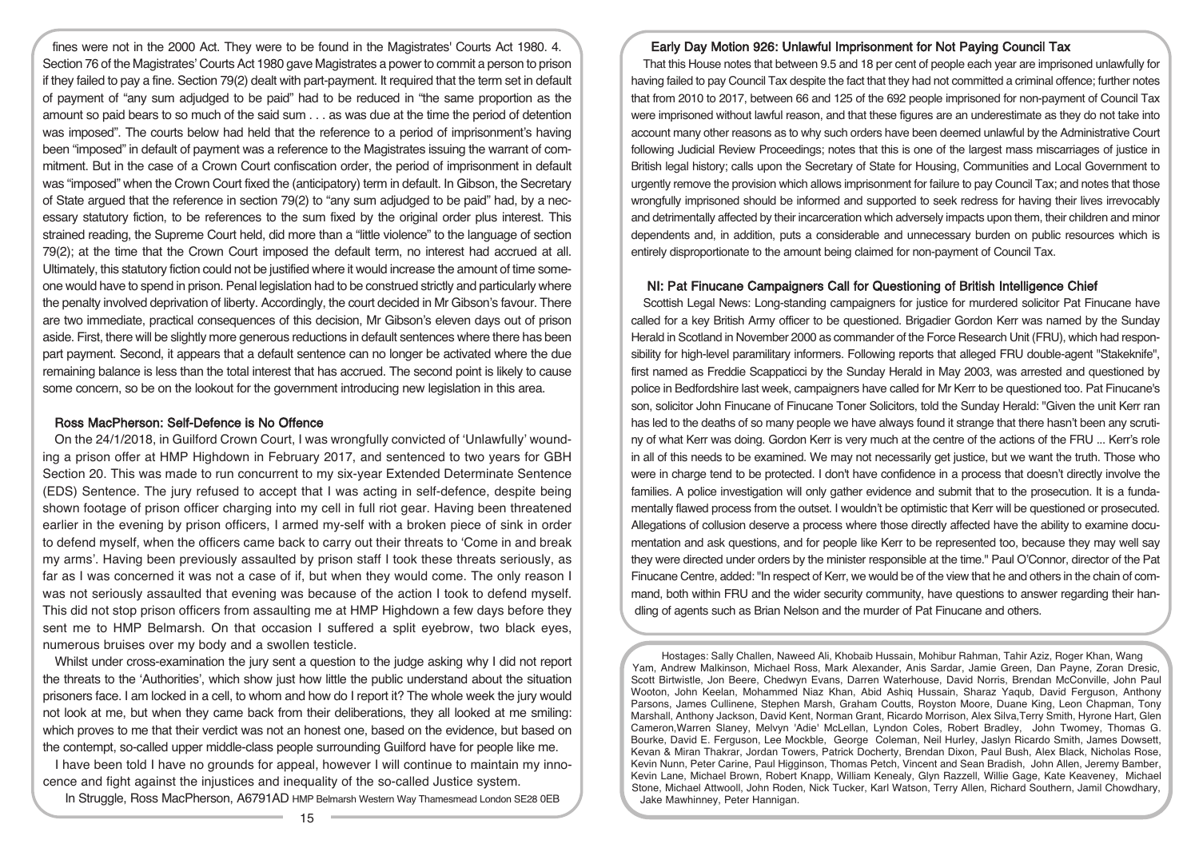fines were not in the 2000 Act. They were to be found in the Magistrates' Courts Act 1980. 4. Section 76 of the Magistrates' Courts Act 1980 gave Magistrates a power to commit a person to prison if they failed to pay a fine. Section 79(2) dealt with part-payment. It required that the term set in default of payment of "any sum adjudged to be paid" had to be reduced in "the same proportion as the amount so paid bears to so much of the said sum . . . as was due at the time the period of detention was imposed". The courts below had held that the reference to a period of imprisonment's having been "imposed" in default of payment was a reference to the Magistrates issuing the warrant of commitment. But in the case of a Crown Court confiscation order, the period of imprisonment in default was "imposed" when the Crown Court fixed the (anticipatory) term in default. In Gibson, the Secretary of State argued that the reference in section 79(2) to "any sum adjudged to be paid" had, by a necessary statutory fiction, to be references to the sum fixed by the original order plus interest. This strained reading, the Supreme Court held, did more than a "little violence" to the language of section 79(2); at the time that the Crown Court imposed the default term, no interest had accrued at all. Ultimately, this statutory fiction could not be justified where it would increase the amount of time someone would have to spend in prison. Penal legislation had to be construed strictly and particularly where the penalty involved deprivation of liberty. Accordingly, the court decided in Mr Gibson's favour. There are two immediate, practical consequences of this decision, Mr Gibson's eleven days out of prison aside. First, there will be slightly more generous reductions in default sentences where there has been part payment. Second, it appears that a default sentence can no longer be activated where the due remaining balance is less than the total interest that has accrued. The second point is likely to cause some concern, so be on the lookout for the government introducing new legislation in this area.

## Ross MacPherson: Self-Defence is No Offence

On the 24/1/2018, in Guilford Crown Court, I was wrongfully convicted of 'Unlawfully' wounding a prison offer at HMP Highdown in February 2017, and sentenced to two years for GBH Section 20. This was made to run concurrent to my six-year Extended Determinate Sentence (EDS) Sentence. The jury refused to accept that I was acting in self-defence, despite being shown footage of prison officer charging into my cell in full riot gear. Having been threatened earlier in the evening by prison officers, I armed my-self with a broken piece of sink in order to defend myself, when the officers came back to carry out their threats to 'Come in and break my arms'. Having been previously assaulted by prison staff I took these threats seriously, as far as I was concerned it was not a case of if, but when they would come. The only reason I was not seriously assaulted that evening was because of the action I took to defend myself. This did not stop prison officers from assaulting me at HMP Highdown a few days before they sent me to HMP Belmarsh. On that occasion I suffered a split eyebrow, two black eyes, numerous bruises over my body and a swollen testicle.

Whilst under cross-examination the jury sent a question to the judge asking why I did not report the threats to the 'Authorities', which show just how little the public understand about the situation prisoners face. I am locked in a cell, to whom and how do I report it? The whole week the jury would not look at me, but when they came back from their deliberations, they all looked at me smiling: which proves to me that their verdict was not an honest one, based on the evidence, but based on the contempt, so-called upper middle-class people surrounding Guilford have for people like me.

I have been told I have no grounds for appeal, however I will continue to maintain my innocence and fight against the injustices and inequality of the so-called Justice system.

In Struggle, Ross MacPherson, A6791AD HMP Belmarsh Western Way Thamesmead London SE28 0EB

## Early Day Motion 926: Unlawful Imprisonment for Not Paying Council Tax

That this House notes that between 9.5 and 18 per cent of people each year are imprisoned unlawfully for having failed to pay Council Tax despite the fact that they had not committed a criminal offence; further notes that from 2010 to 2017, between 66 and 125 of the 692 people imprisoned for non-payment of Council Tax were imprisoned without lawful reason, and that these figures are an underestimate as they do not take into account many other reasons as to why such orders have been deemed unlawful by the Administrative Court following Judicial Review Proceedings; notes that this is one of the largest mass miscarriages of justice in British legal history; calls upon the Secretary of State for Housing, Communities and Local Government to urgently remove the provision which allows imprisonment for failure to pay Council Tax; and notes that those wrongfully imprisoned should be informed and supported to seek redress for having their lives irrevocably and detrimentally affected by their incarceration which adversely impacts upon them, their children and minor dependents and, in addition, puts a considerable and unnecessary burden on public resources which is entirely disproportionate to the amount being claimed for non-payment of Council Tax.

## NI: Pat Finucane Campaigners Call for Questioning of British Intelligence Chief

Scottish Legal News: Long-standing campaigners for justice for murdered solicitor Pat Finucane have called for a key British Army officer to be questioned. Brigadier Gordon Kerr was named by the Sunday Herald in Scotland in November 2000 as commander of the Force Research Unit (FRU), which had responsibility for high-level paramilitary informers. Following reports that alleged FRU double-agent "Stakeknife", first named as Freddie Scappaticci by the Sunday Herald in May 2003, was arrested and questioned by police in Bedfordshire last week, campaigners have called for Mr Kerr to be questioned too. Pat Finucane's son, solicitor John Finucane of Finucane Toner Solicitors, told the Sunday Herald: "Given the unit Kerr ran has led to the deaths of so many people we have always found it strange that there hasn't been any scrutiny of what Kerr was doing. Gordon Kerr is very much at the centre of the actions of the FRU ... Kerr's role in all of this needs to be examined. We may not necessarily get justice, but we want the truth. Those who were in charge tend to be protected. I don't have confidence in a process that doesn't directly involve the families. A police investigation will only gather evidence and submit that to the prosecution. It is a fundamentally flawed process from the outset. I wouldn't be optimistic that Kerr will be questioned or prosecuted. Allegations of collusion deserve a process where those directly affected have the ability to examine documentation and ask questions, and for people like Kerr to be represented too, because they may well say they were directed under orders by the minister responsible at the time." Paul O'Connor, director of the Pat Finucane Centre, added: "In respect of Kerr, we would be of the view that he and others in the chain of command, both within FRU and the wider security community, have questions to answer regarding their handling of agents such as Brian Nelson and the murder of Pat Finucane and others.

Hostages: Sally Challen, Naweed Ali, Khobaib Hussain, Mohibur Rahman, Tahir Aziz, Roger Khan, Wang Yam, Andrew Malkinson, Michael Ross, Mark Alexander, Anis Sardar, Jamie Green, Dan Payne, Zoran Dresic, Scott Birtwistle, Jon Beere, Chedwyn Evans, Darren Waterhouse, David Norris, Brendan McConville, John Paul Wooton, John Keelan, Mohammed Niaz Khan, Abid Ashiq Hussain, Sharaz Yaqub, David Ferguson, Anthony Parsons, James Cullinene, Stephen Marsh, Graham Coutts, Royston Moore, Duane King, Leon Chapman, Tony Marshall, Anthony Jackson, David Kent, Norman Grant, Ricardo Morrison, Alex Silva,Terry Smith, Hyrone Hart, Glen Cameron,Warren Slaney, Melvyn 'Adie' McLellan, Lyndon Coles, Robert Bradley, John Twomey, Thomas G. Bourke, David E. Ferguson, Lee Mockble, George Coleman, Neil Hurley, Jaslyn Ricardo Smith, James Dowsett, Kevan & Miran Thakrar, Jordan Towers, Patrick Docherty, Brendan Dixon, Paul Bush, Alex Black, Nicholas Rose, Kevin Nunn, Peter Carine, Paul Higginson, Thomas Petch, Vincent and Sean Bradish, John Allen, Jeremy Bamber, Kevin Lane, Michael Brown, Robert Knapp, William Kenealy, Glyn Razzell, Willie Gage, Kate Keaveney, Michael Stone, Michael Attwooll, John Roden, Nick Tucker, Karl Watson, Terry Allen, Richard Southern, Jamil Chowdhary, Jake Mawhinney, Peter Hannigan.